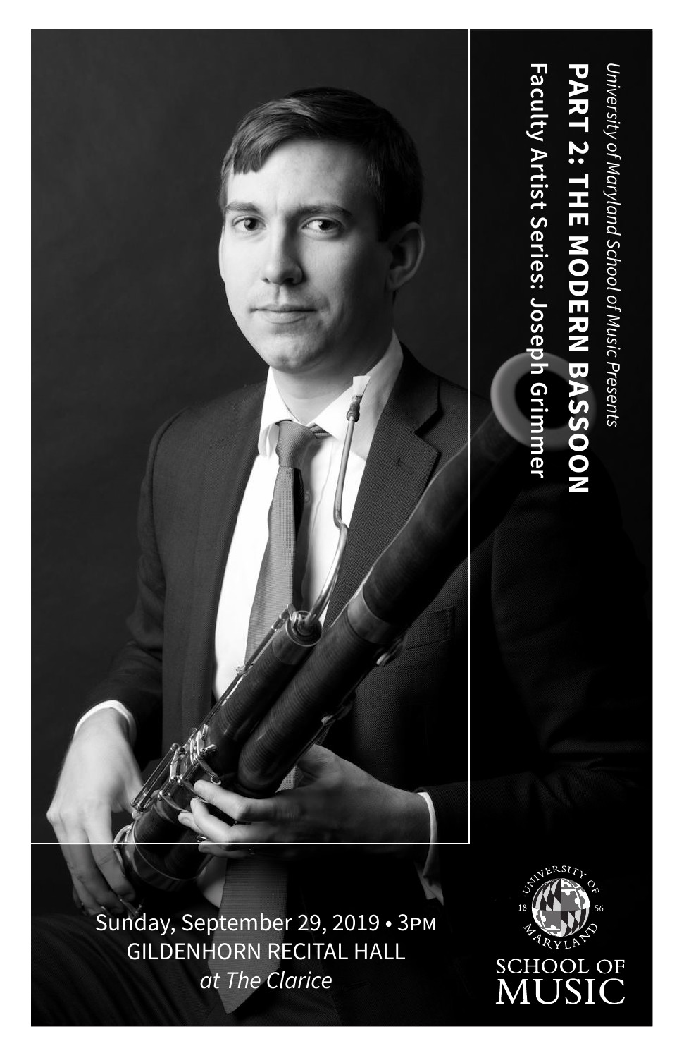*University of Maryland School of Music Presents*

# PART 2: THE MODERN BASSOON

## Faculty Artist Series: Joseph Grimmer

Sunday, September 29, 2019 • 3PM
GILDENHORN RECITAL HALL
*at The Clarice*

UNIVERSITY OF MARYLAND 1856
SCHOOL OF MUSIC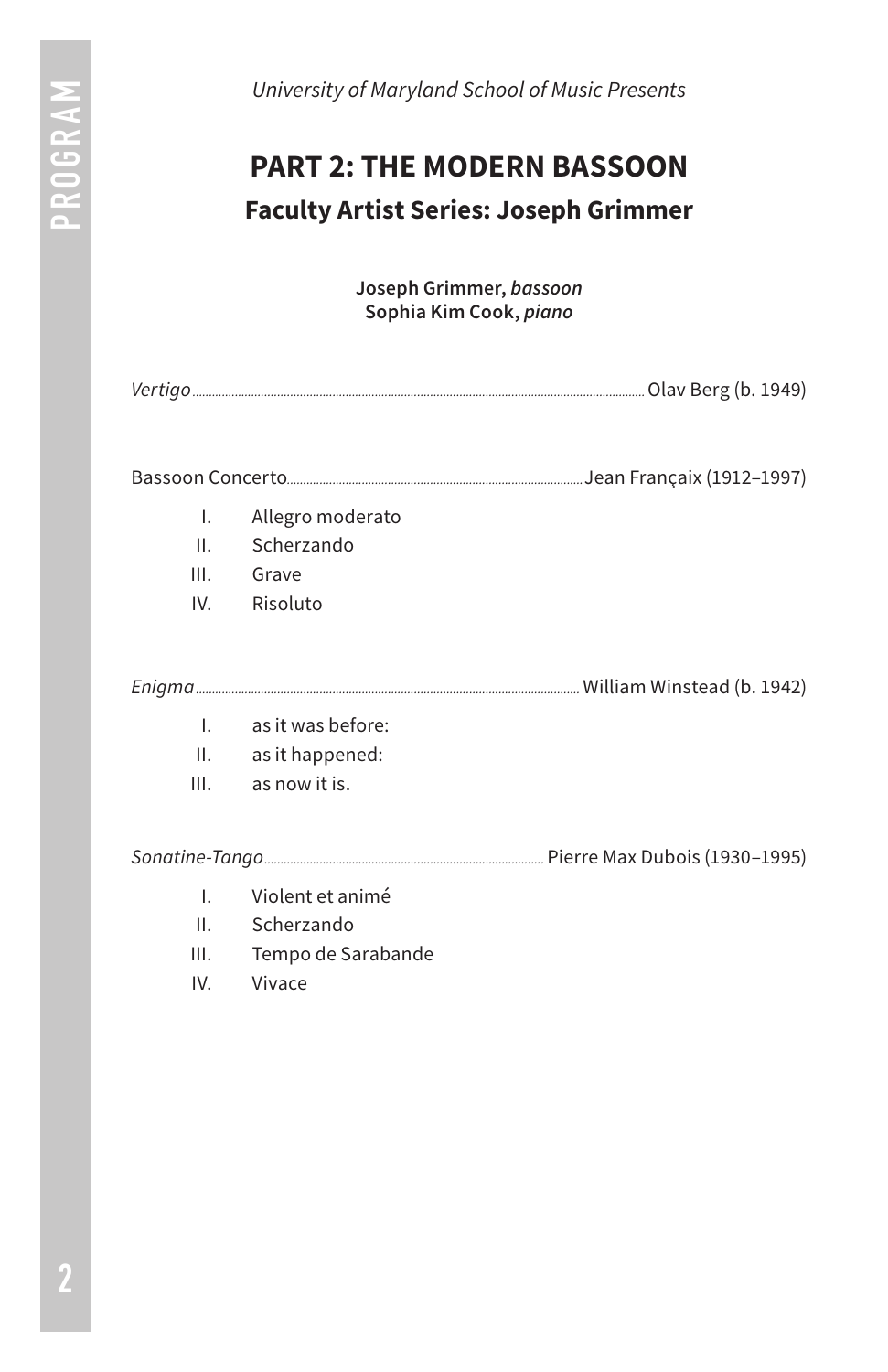*University of Maryland School of Music Presents*

# PART 2: THE MODERN BASSOON

## Faculty Artist Series: Joseph Grimmer

**Joseph Grimmer,** ***bassoon***
**Sophia Kim Cook,** ***piano***

*Vertigo* ................................................ Olav Berg (b. 1949)

Bassoon Concerto ................................................ Jean Françaix (1912–1997)

- I. Allegro moderato
- II. Scherzando
- III. Grave
- IV. Risoluto

*Enigma* ................................................ William Winstead (b. 1942)

- I. as it was before:
- II. as it happened:
- III. as now it is.

*Sonatine-Tango* ................................................ Pierre Max Dubois (1930–1995)

- I. Violent et animé
- II. Scherzando
- III. Tempo de Sarabande
- IV. Vivace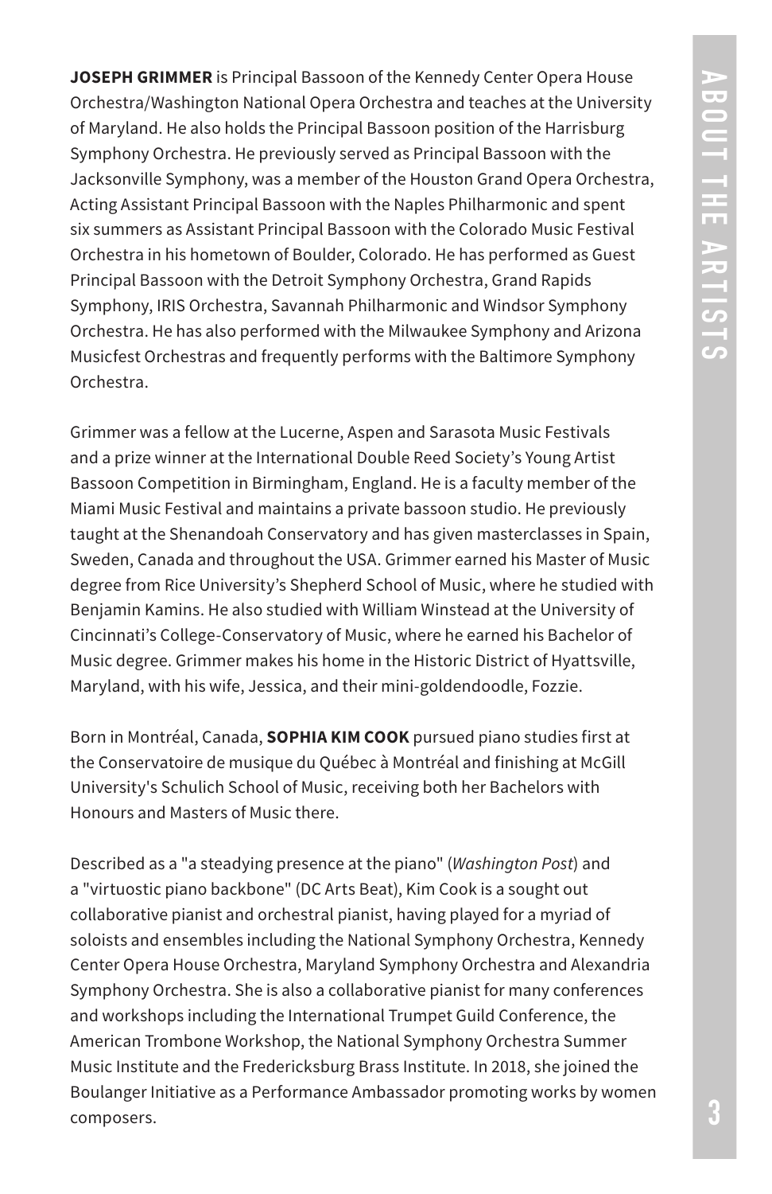**JOSEPH GRIMMER** is Principal Bassoon of the Kennedy Center Opera House Orchestra/Washington National Opera Orchestra and teaches at the University of Maryland. He also holds the Principal Bassoon position of the Harrisburg Symphony Orchestra. He previously served as Principal Bassoon with the Jacksonville Symphony, was a member of the Houston Grand Opera Orchestra, Acting Assistant Principal Bassoon with the Naples Philharmonic and spent six summers as Assistant Principal Bassoon with the Colorado Music Festival Orchestra in his hometown of Boulder, Colorado. He has performed as Guest Principal Bassoon with the Detroit Symphony Orchestra, Grand Rapids Symphony, IRIS Orchestra, Savannah Philharmonic and Windsor Symphony Orchestra. He has also performed with the Milwaukee Symphony and Arizona Musicfest Orchestras and frequently performs with the Baltimore Symphony Orchestra.

Grimmer was a fellow at the Lucerne, Aspen and Sarasota Music Festivals and a prize winner at the International Double Reed Society's Young Artist Bassoon Competition in Birmingham, England. He is a faculty member of the Miami Music Festival and maintains a private bassoon studio. He previously taught at the Shenandoah Conservatory and has given masterclasses in Spain, Sweden, Canada and throughout the USA. Grimmer earned his Master of Music degree from Rice University's Shepherd School of Music, where he studied with Benjamin Kamins. He also studied with William Winstead at the University of Cincinnati's College-Conservatory of Music, where he earned his Bachelor of Music degree. Grimmer makes his home in the Historic District of Hyattsville, Maryland, with his wife, Jessica, and their mini-goldendoodle, Fozzie.

Born in Montréal, Canada, **SOPHIA KIM COOK** pursued piano studies first at the Conservatoire de musique du Québec à Montréal and finishing at McGill University's Schulich School of Music, receiving both her Bachelors with Honours and Masters of Music there.

Described as a "a steadying presence at the piano" (*Washington Post*) and a "virtuostic piano backbone" (DC Arts Beat), Kim Cook is a sought out collaborative pianist and orchestral pianist, having played for a myriad of soloists and ensembles including the National Symphony Orchestra, Kennedy Center Opera House Orchestra, Maryland Symphony Orchestra and Alexandria Symphony Orchestra. She is also a collaborative pianist for many conferences and workshops including the International Trumpet Guild Conference, the American Trombone Workshop, the National Symphony Orchestra Summer Music Institute and the Fredericksburg Brass Institute. In 2018, she joined the Boulanger Initiative as a Performance Ambassador promoting works by women composers.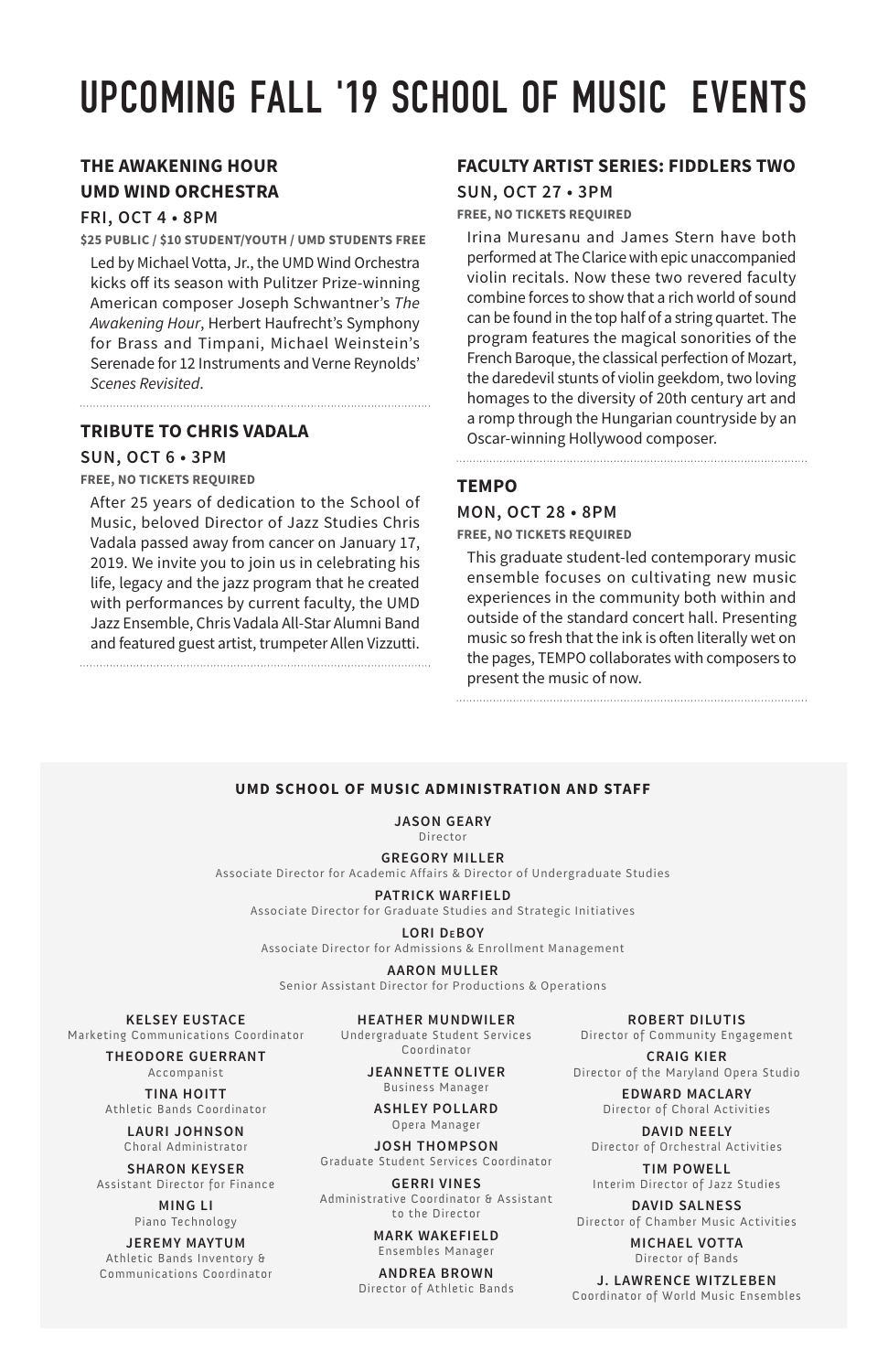# UPCOMING FALL '19 SCHOOL OF MUSIC EVENTS

## THE AWAKENING HOUR UMD WIND ORCHESTRA

**FRI, OCT 4 • 8PM**

**$25 PUBLIC / $10 STUDENT/YOUTH / UMD STUDENTS FREE**

Led by Michael Votta, Jr., the UMD Wind Orchestra kicks off its season with Pulitzer Prize-winning American composer Joseph Schwantner's *The Awakening Hour*, Herbert Haufrecht's Symphony for Brass and Timpani, Michael Weinstein's Serenade for 12 Instruments and Verne Reynolds' *Scenes Revisited*.

## TRIBUTE TO CHRIS VADALA

**SUN, OCT 6 • 3PM**

**FREE, NO TICKETS REQUIRED**

After 25 years of dedication to the School of Music, beloved Director of Jazz Studies Chris Vadala passed away from cancer on January 17, 2019. We invite you to join us in celebrating his life, legacy and the jazz program that he created with performances by current faculty, the UMD Jazz Ensemble, Chris Vadala All-Star Alumni Band and featured guest artist, trumpeter Allen Vizzutti.

## FACULTY ARTIST SERIES: FIDDLERS TWO

**SUN, OCT 27 • 3PM**

**FREE, NO TICKETS REQUIRED**

Irina Muresanu and James Stern have both performed at The Clarice with epic unaccompanied violin recitals. Now these two revered faculty combine forces to show that a rich world of sound can be found in the top half of a string quartet. The program features the magical sonorities of the French Baroque, the classical perfection of Mozart, the daredevil stunts of violin geekdom, two loving homages to the diversity of 20th century art and a romp through the Hungarian countryside by an Oscar-winning Hollywood composer.

## TEMPO

**MON, OCT 28 • 8PM**

**FREE, NO TICKETS REQUIRED**

This graduate student-led contemporary music ensemble focuses on cultivating new music experiences in the community both within and outside of the standard concert hall. Presenting music so fresh that the ink is often literally wet on the pages, TEMPO collaborates with composers to present the music of now.

### UMD SCHOOL OF MUSIC ADMINISTRATION AND STAFF

**JASON GEARY**
Director

**GREGORY MILLER**
Associate Director for Academic Affairs & Director of Undergraduate Studies

**PATRICK WARFIELD**
Associate Director for Graduate Studies and Strategic Initiatives

**LORI DEBOY**
Associate Director for Admissions & Enrollment Management

**AARON MULLER**
Senior Assistant Director for Productions & Operations

**KELSEY EUSTACE**
Marketing Communications Coordinator

**THEODORE GUERRANT**
Accompanist

**TINA HOITT**
Athletic Bands Coordinator

**LAURI JOHNSON**
Choral Administrator

**SHARON KEYSER**
Assistant Director for Finance

**MING LI**
Piano Technology

**JEREMY MAYTUM**
Athletic Bands Inventory & Communications Coordinator

**HEATHER MUNDWILER**
Undergraduate Student Services Coordinator

**JEANNETTE OLIVER**
Business Manager

**ASHLEY POLLARD**
Opera Manager

**JOSH THOMPSON**
Graduate Student Services Coordinator

**GERRI VINES**
Administrative Coordinator & Assistant to the Director

**MARK WAKEFIELD**
Ensembles Manager

**ANDREA BROWN**
Director of Athletic Bands

**ROBERT DILUTIS**
Director of Community Engagement

**CRAIG KIER**
Director of the Maryland Opera Studio

**EDWARD MACLARY**
Director of Choral Activities

**DAVID NEELY**
Director of Orchestral Activities

**TIM POWELL**
Interim Director of Jazz Studies

**DAVID SALNESS**
Director of Chamber Music Activities

**MICHAEL VOTTA**
Director of Bands

**J. LAWRENCE WITZLEBEN**
Coordinator of World Music Ensembles